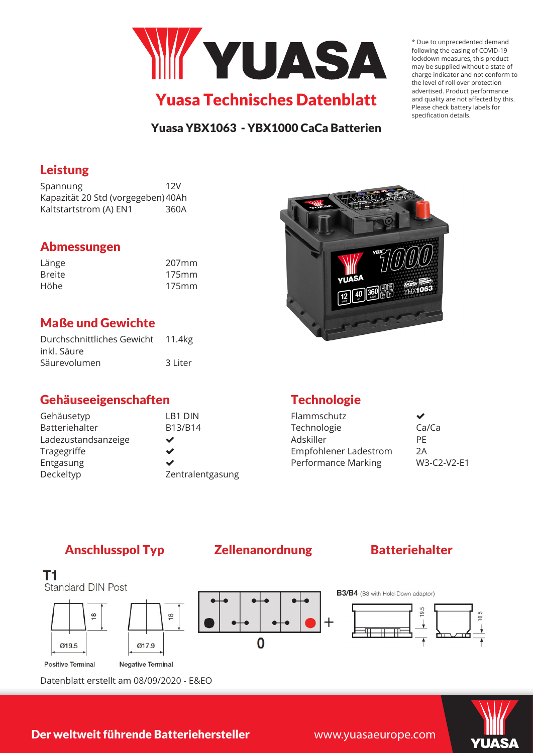# YUASA

## Yuasa Technisches Datenblatt

**Yuasa YBX1063 - YBX1000 CaCa Batterien**

* Due to unprecedented demand following the easing of COVID-19 lockdown measures, this product may be supplied without a state of charge indicator and not conform to the level of roll over protection advertised. Product performance and quality are not affected by this. Please check battery labels for specification details.

## Leistung

| | |
|---|---|
| Spannung | 12V |
| Kapazität 20 Std (vorgegeben) | 40Ah |
| Kaltstartstrom (A) EN1 | 360A |

## Abmessungen

| | |
|---|---|
| Länge | 207mm |
| Breite | 175mm |
| Höhe | 175mm |

## Maße und Gewichte

| | |
|---|---|
| Durchschnittliches Gewicht inkl. Säure | 11.4kg |
| Säurevolumen | 3 Liter |

## Gehäuseeigenschaften

| | |
|---|---|
| Gehäusetyp | LB1 DIN |
| Batteriehalter | B13/B14 |
| Ladezustandsanzeige | ✔ |
| Tragegriffe | ✔ |
| Entgasung | ✔ |
| Deckeltyp | Zentralentgasung |

## Technologie

| | |
|---|---|
| Flammschutz | ✔ |
| Technologie | Ca/Ca |
| Adskiller | PE |
| Empfohlener Ladestrom | 2A |
| Performance Marking | W3-C2-V2-E1 |

## Anschlusspol Typ

**T1**
Standard DIN Post

Ø19.5 — 18 — Positive Terminal

Ø17.9 — 18 — Negative Terminal

## Zellenanordnung

0

## Batteriehalter

**B3/B4** (B3 with Hold-Down adaptor)

19.5 — 10.5

Datenblatt erstellt am 08/09/2020 - E&EO

**Der weltweit führende Batteriehersteller** www.yuasaeurope.com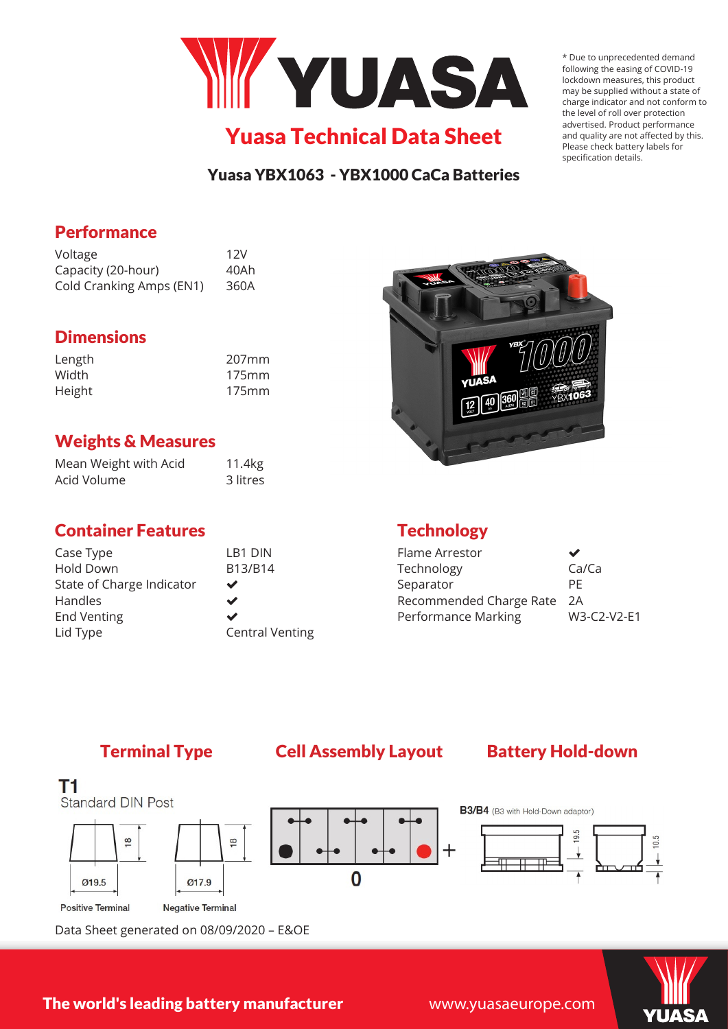# Yuasa Technical Data Sheet

## Yuasa YBX1063 - YBX1000 CaCa Batteries

* Due to unprecedented demand following the easing of COVID-19 lockdown measures, this product may be supplied without a state of charge indicator and not conform to the level of roll over protection advertised. Product performance and quality are not affected by this. Please check battery labels for specification details.

### Performance

| | |
|---|---|
| Voltage | 12V |
| Capacity (20-hour) | 40Ah |
| Cold Cranking Amps (EN1) | 360A |

### Dimensions

| | |
|---|---|
| Length | 207mm |
| Width | 175mm |
| Height | 175mm |

### Weights & Measures

| | |
|---|---|
| Mean Weight with Acid | 11.4kg |
| Acid Volume | 3 litres |

### Container Features

| | |
|---|---|
| Case Type | LB1 DIN |
| Hold Down | B13/B14 |
| State of Charge Indicator | ✔ |
| Handles | ✔ |
| End Venting | ✔ |
| Lid Type | Central Venting |

### Technology

| | |
|---|---|
| Flame Arrestor | ✔ |
| Technology | Ca/Ca |
| Separator | PE |
| Recommended Charge Rate | 2A |
| Performance Marking | W3-C2-V2-E1 |

### Terminal Type

T1

Standard DIN Post

18

Ø19.5

Positive Terminal

18

Ø17.9

Negative Terminal

### Cell Assembly Layout

+

0

### Battery Hold-down

B3/B4 (B3 with Hold-Down adaptor)

19.5

10.5

Data Sheet generated on 08/09/2020 – E&OE

The world's leading battery manufacturer

www.yuasaeurope.com